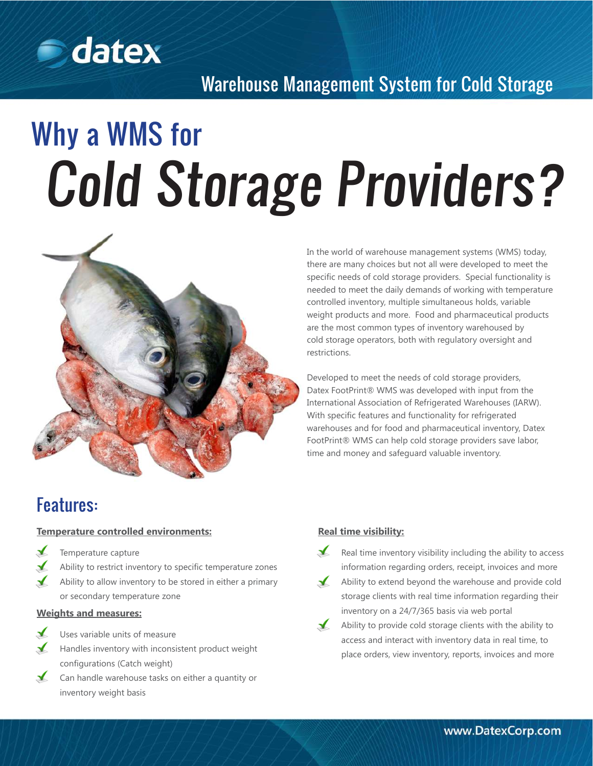datex

Warehouse Management System for Cold Storage

# Why a WMS for Cold Storage Providers?

In the world of warehouse management systems (WMS) today, there are many choices but not all were developed to meet the specific needs of cold storage providers. Special functionality is needed to meet the daily demands of working with temperature controlled inventory, multiple simultaneous holds, variable weight products and more. Food and pharmaceutical products are the most common types of inventory warehoused by cold storage operators, both with regulatory oversight and restrictions.

Developed to meet the needs of cold storage providers, Datex FootPrint® WMS was developed with input from the International Association of Refrigerated Warehouses (IARW). With specific features and functionality for refrigerated warehouses and for food and pharmaceutical inventory, Datex FootPrint® WMS can help cold storage providers save labor, time and money and safeguard valuable inventory.

## Features:

**Temperature controlled environments:**

- Temperature capture
- Ability to restrict inventory to specific temperature zones
- Ability to allow inventory to be stored in either a primary or secondary temperature zone

**Weights and measures:**

- Uses variable units of measure
- Handles inventory with inconsistent product weight configurations (Catch weight)
- Can handle warehouse tasks on either a quantity or inventory weight basis

**Real time visibility:**

- Real time inventory visibility including the ability to access information regarding orders, receipt, invoices and more
- Ability to extend beyond the warehouse and provide cold storage clients with real time information regarding their inventory on a 24/7/365 basis via web portal
- Ability to provide cold storage clients with the ability to access and interact with inventory data in real time, to place orders, view inventory, reports, invoices and more

www.DatexCorp.com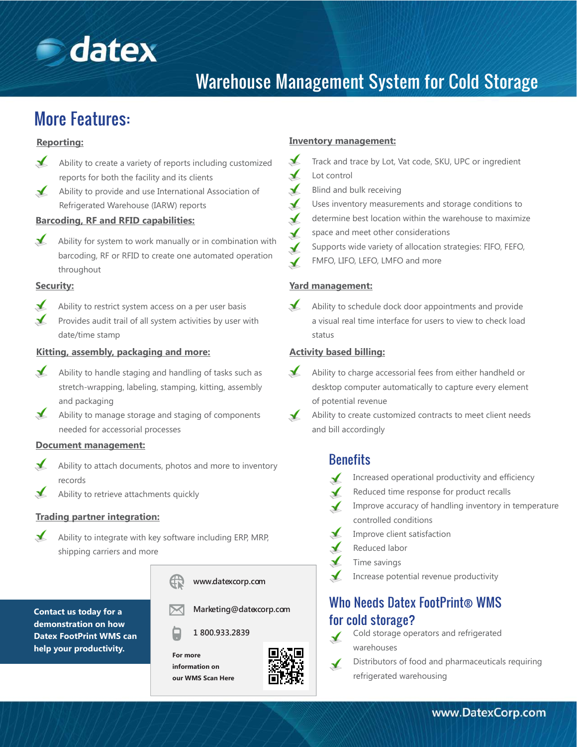# Warehouse Management System for Cold Storage

## More Features:

**Reporting:**

- Ability to create a variety of reports including customized reports for both the facility and its clients
- Ability to provide and use International Association of Refrigerated Warehouse (IARW) reports

**Barcoding, RF and RFID capabilities:**

- Ability for system to work manually or in combination with barcoding, RF or RFID to create one automated operation throughout

**Security:**

- Ability to restrict system access on a per user basis
- Provides audit trail of all system activities by user with date/time stamp

**Kitting, assembly, packaging and more:**

- Ability to handle staging and handling of tasks such as stretch-wrapping, labeling, stamping, kitting, assembly and packaging
- Ability to manage storage and staging of components needed for accessorial processes

**Document management:**

- Ability to attach documents, photos and more to inventory records
- Ability to retrieve attachments quickly

**Trading partner integration:**

- Ability to integrate with key software including ERP, MRP, shipping carriers and more

**Inventory management:**

- Track and trace by Lot, Vat code, SKU, UPC or ingredient
- Lot control
- Blind and bulk receiving
- Uses inventory measurements and storage conditions to determine best location within the warehouse to maximize space and meet other considerations
- Supports wide variety of allocation strategies: FIFO, FEFO, FMFO, LIFO, LEFO, LMFO and more

**Yard management:**

- Ability to schedule dock door appointments and provide a visual real time interface for users to view to check load status

**Activity based billing:**

- Ability to charge accessorial fees from either handheld or desktop computer automatically to capture every element of potential revenue
- Ability to create customized contracts to meet client needs and bill accordingly

## Benefits

- Increased operational productivity and efficiency
- Reduced time response for product recalls
- Improve accuracy of handling inventory in temperature controlled conditions
- Improve client satisfaction
- Reduced labor
- Time savings
- Increase potential revenue productivity

## Who Needs Datex FootPrint® WMS for cold storage?

- Cold storage operators and refrigerated warehouses
- Distributors of food and pharmaceuticals requiring refrigerated warehousing

**Contact us today for a demonstration on how Datex FootPrint WMS can help your productivity.**

www.datexcorp.com

Marketing@datexcorp.com

1 800.933.2839

**For more information on our WMS Scan Here**

www.DatexCorp.com